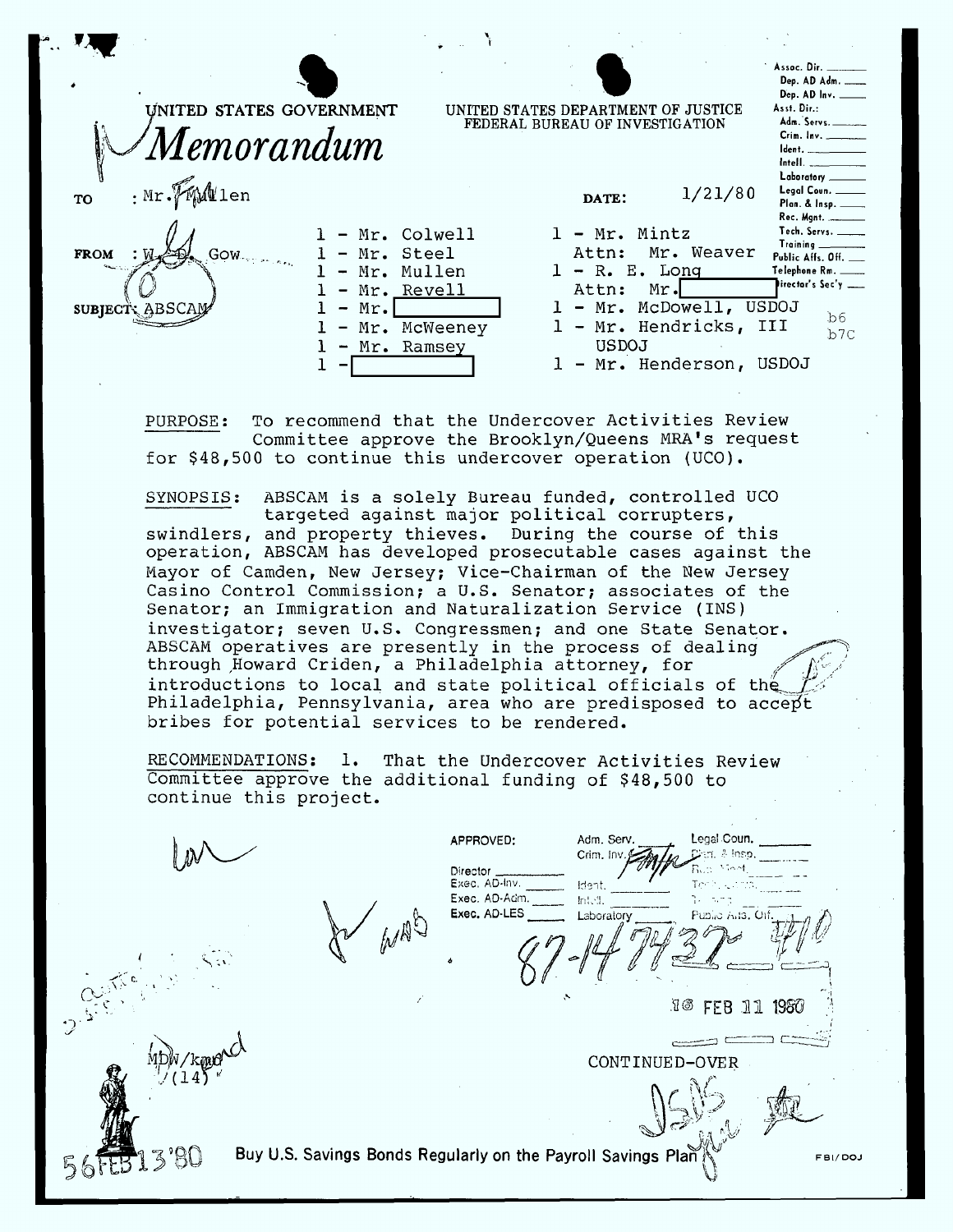UNITED STATES GOVERNMENT

UNITED STATES DEPARTMENT OF JUSTICE
FEDERAL BUREAU OF INVESTIGATION

# Memorandum

Assoc. Dir. ____
Dep. AD Adm. ____
Dep. AD Inv. ____
Asst. Dir.:
Adm. Servs. ____
Crim. Inv. ____
Ident. ____
Intell. ____
Laboratory ____
Legal Coun. ____
Plan. & Insp. ____
Rec. Mgnt. ____
Tech. Servs. ____
Training ____
Public Affs. Off. ____
Telephone Rm. ____
Director's Sec'y ____

TO : Mr. Mullen

DATE: 1/21/80

FROM : W. D. Gow

SUBJECT: ABSCAM

1 - Mr. Colwell
1 - Mr. Steel
1 - Mr. Mullen
1 - Mr. Revell
1 - Mr. [redacted]
1 - Mr. McWeeney
1 - Mr. Ramsey
1 - [redacted]

1 - Mr. Mintz
Attn: Mr. Weaver
1 - R. E. Long
Attn: Mr. [redacted]
1 - Mr. McDowell, USDOJ
1 - Mr. Hendricks, III USDOJ
1 - Mr. Henderson, USDOJ

b6
b7C

PURPOSE: To recommend that the Undercover Activities Review Committee approve the Brooklyn/Queens MRA's request for $48,500 to continue this undercover operation (UCO).

SYNOPSIS: ABSCAM is a solely Bureau funded, controlled UCO targeted against major political corrupters, swindlers, and property thieves. During the course of this operation, ABSCAM has developed prosecutable cases against the Mayor of Camden, New Jersey; Vice-Chairman of the New Jersey Casino Control Commission; a U.S. Senator; associates of the Senator; an Immigration and Naturalization Service (INS) investigator; seven U.S. Congressmen; and one State Senator. ABSCAM operatives are presently in the process of dealing through Howard Criden, a Philadelphia attorney, for introductions to local and state political officials of the Philadelphia, Pennsylvania, area who are predisposed to accept bribes for potential services to be rendered.

RECOMMENDATIONS: 1. That the Undercover Activities Review Committee approve the additional funding of $48,500 to continue this project.

APPROVED: Director ____ Exec. AD-Inv. ____ Exec. AD-Adm. ____ Exec. AD-LES ____
Adm. Serv. ____ Crim. Inv. ____ Ident. ____ Intell. ____ Laboratory ____
Legal Coun. ____ Plan. & Insp. ____ Rec. Mgnt. ____ Tech. Servs. ____ Training ____ Public Affs. Off. ____

87-147432-410

16 FEB 11 1980

MDW/kmd
(14)

CONTINUED-OVER

56 FEB 13 '80

Buy U.S. Savings Bonds Regularly on the Payroll Savings Plan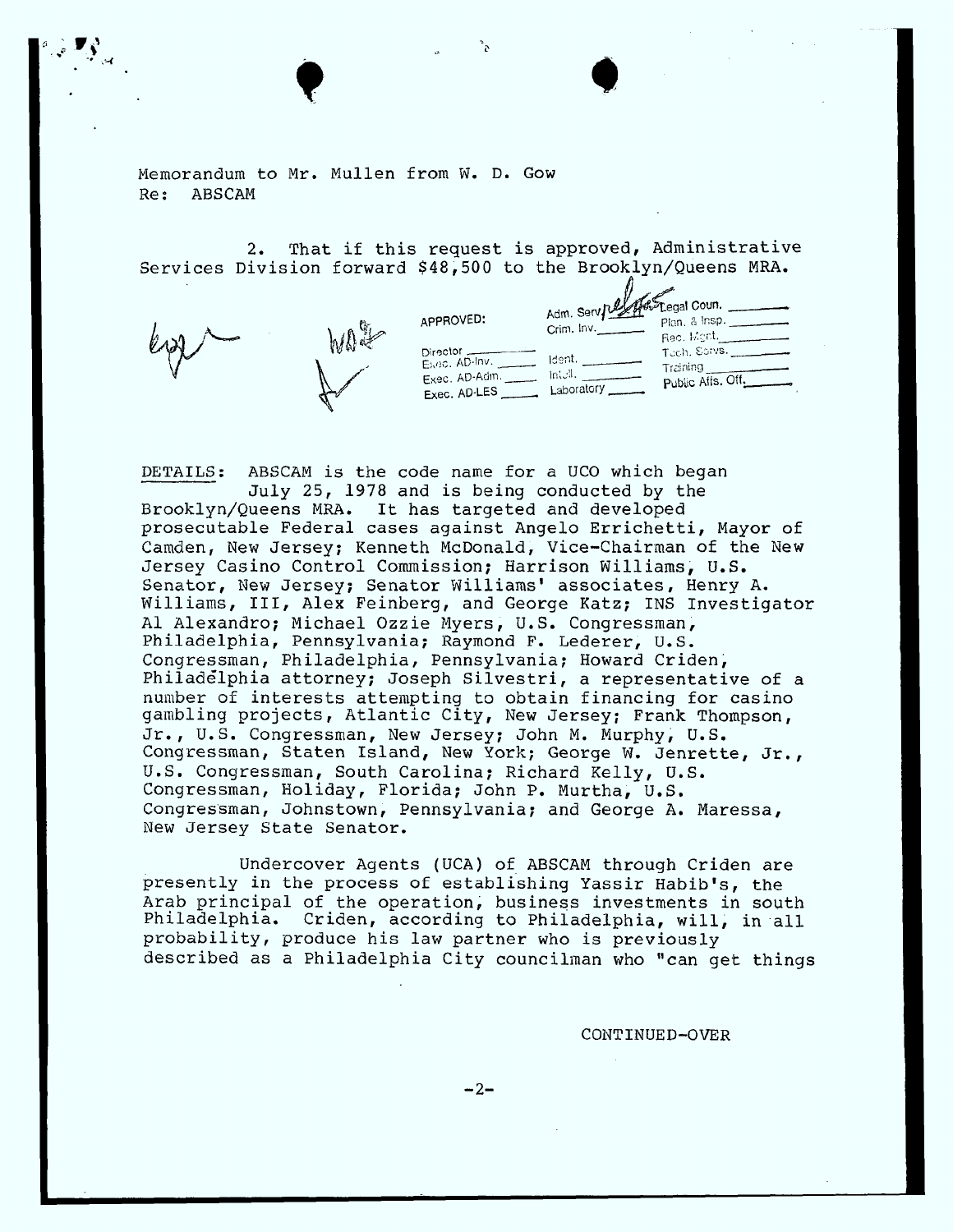Memorandum to Mr. Mullen from W. D. Gow
Re: ABSCAM

2. That if this request is approved, Administrative Services Division forward $48,500 to the Brooklyn/Queens MRA.

| APPROVED: | Adm. Serv. | Legal Coun. |
|---|---|---|
| | Crim. Inv. | Plan. & Insp. |
| | | Rec. Mgnt. |
| Director | | Tech. Servs. |
| Exec. AD-Inv. | Ident. | Training |
| Exec. AD-Adm. | Intell. | Public Affs. Off. |
| Exec. AD-LES | Laboratory | |

DETAILS: ABSCAM is the code name for a UCO which began July 25, 1978 and is being conducted by the Brooklyn/Queens MRA. It has targeted and developed prosecutable Federal cases against Angelo Errichetti, Mayor of Camden, New Jersey; Kenneth McDonald, Vice-Chairman of the New Jersey Casino Control Commission; Harrison Williams, U.S. Senator, New Jersey; Senator Williams' associates, Henry A. Williams, III, Alex Feinberg, and George Katz; INS Investigator Al Alexandro; Michael Ozzie Myers, U.S. Congressman, Philadelphia, Pennsylvania; Raymond F. Lederer, U.S. Congressman, Philadelphia, Pennsylvania; Howard Criden, Philadelphia attorney; Joseph Silvestri, a representative of a number of interests attempting to obtain financing for casino gambling projects, Atlantic City, New Jersey; Frank Thompson, Jr., U.S. Congressman, New Jersey; John M. Murphy, U.S. Congressman, Staten Island, New York; George W. Jenrette, Jr., U.S. Congressman, South Carolina; Richard Kelly, U.S. Congressman, Holiday, Florida; John P. Murtha, U.S. Congressman, Johnstown, Pennsylvania; and George A. Maressa, New Jersey State Senator.

Undercover Agents (UCA) of ABSCAM through Criden are presently in the process of establishing Yassir Habib's, the Arab principal of the operation, business investments in south Philadelphia. Criden, according to Philadelphia, will, in all probability, produce his law partner who is previously described as a Philadelphia City councilman who "can get things

CONTINUED-OVER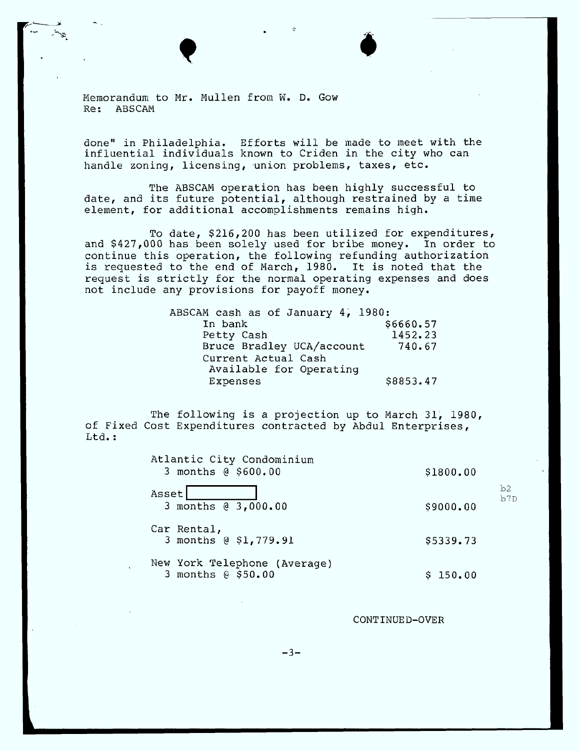Memorandum to Mr. Mullen from W. D. Gow
Re: ABSCAM

done" in Philadelphia. Efforts will be made to meet with the influential individuals known to Criden in the city who can handle zoning, licensing, union problems, taxes, etc.

The ABSCAM operation has been highly successful to date, and its future potential, although restrained by a time element, for additional accomplishments remains high.

To date, $216,200 has been utilized for expenditures, and $427,000 has been solely used for bribe money. In order to continue this operation, the following refunding authorization is requested to the end of March, 1980. It is noted that the request is strictly for the normal operating expenses and does not include any provisions for payoff money.

ABSCAM cash as of January 4, 1980:

| | |
|---|---|
| In bank | $6660.57 |
| Petty Cash | 1452.23 |
| Bruce Bradley UCA/account | 740.67 |
| Current Actual Cash Available for Operating Expenses | $8853.47 |

The following is a projection up to March 31, 1980, of Fixed Cost Expenditures contracted by Abdul Enterprises, Ltd.:

| | |
|---|---|
| Atlantic City Condominium<br>3 months @ $600.00 | $1800.00 |
| Asset [redacted]<br>3 months @ 3,000.00 | $9000.00 |
| Car Rental,<br>3 months @ $1,779.91 | $5339.73 |
| New York Telephone (Average)<br>3 months @ $50.00 | $ 150.00 |

b2
b7D

CONTINUED-OVER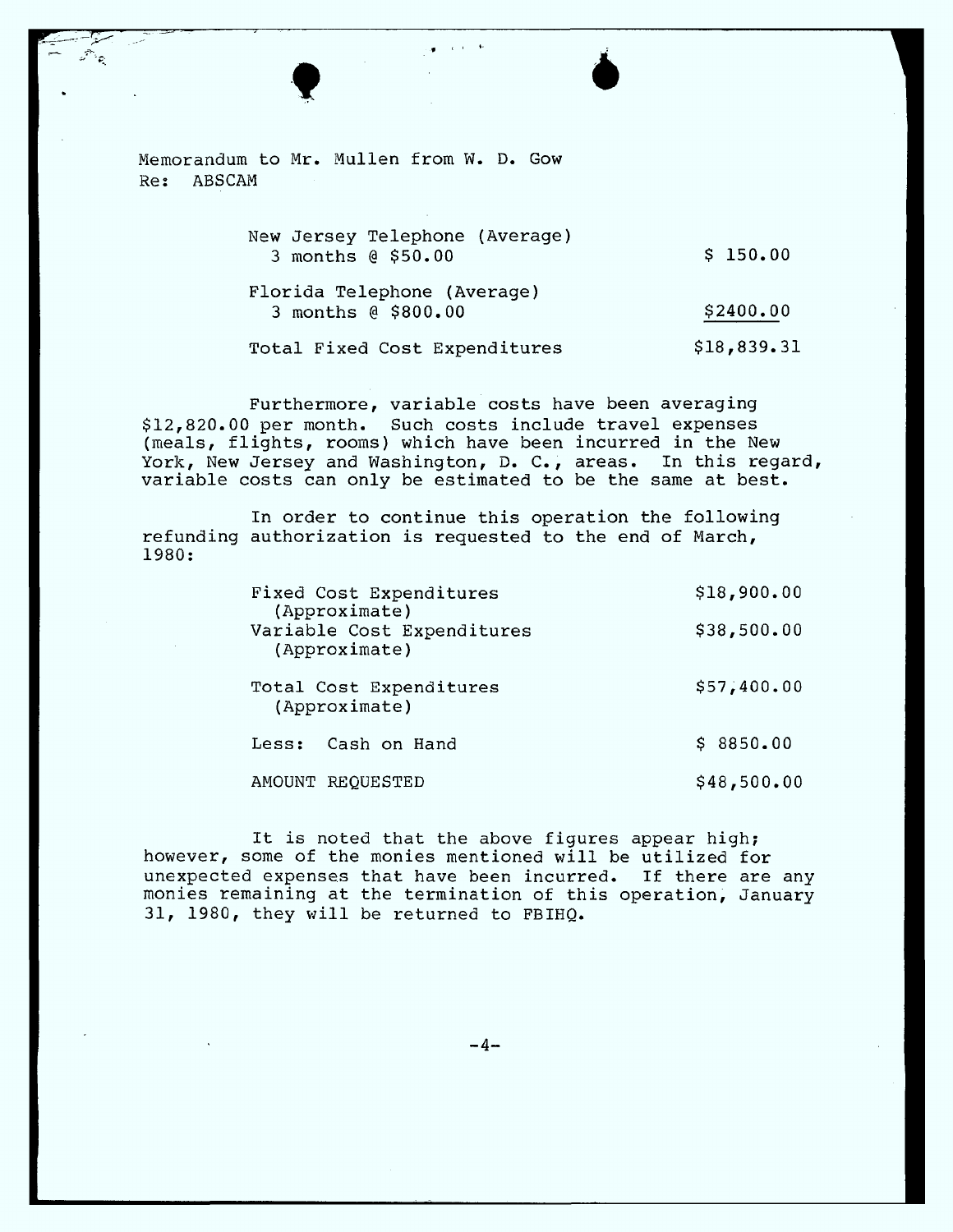Memorandum to Mr. Mullen from W. D. Gow
Re: ABSCAM

| | |
|---|---|
| New Jersey Telephone (Average) 3 months @ $50.00 | $ 150.00 |
| Florida Telephone (Average) 3 months @ $800.00 | $2400.00 |
| Total Fixed Cost Expenditures | $18,839.31 |

Furthermore, variable costs have been averaging $12,820.00 per month. Such costs include travel expenses (meals, flights, rooms) which have been incurred in the New York, New Jersey and Washington, D. C., areas. In this regard, variable costs can only be estimated to be the same at best.

In order to continue this operation the following refunding authorization is requested to the end of March, 1980:

| | |
|---|---|
| Fixed Cost Expenditures (Approximate) | $18,900.00 |
| Variable Cost Expenditures (Approximate) | $38,500.00 |
| Total Cost Expenditures (Approximate) | $57,400.00 |
| Less: Cash on Hand | $ 8850.00 |
| AMOUNT REQUESTED | $48,500.00 |

It is noted that the above figures appear high; however, some of the monies mentioned will be utilized for unexpected expenses that have been incurred. If there are any monies remaining at the termination of this operation, January 31, 1980, they will be returned to FBIHQ.